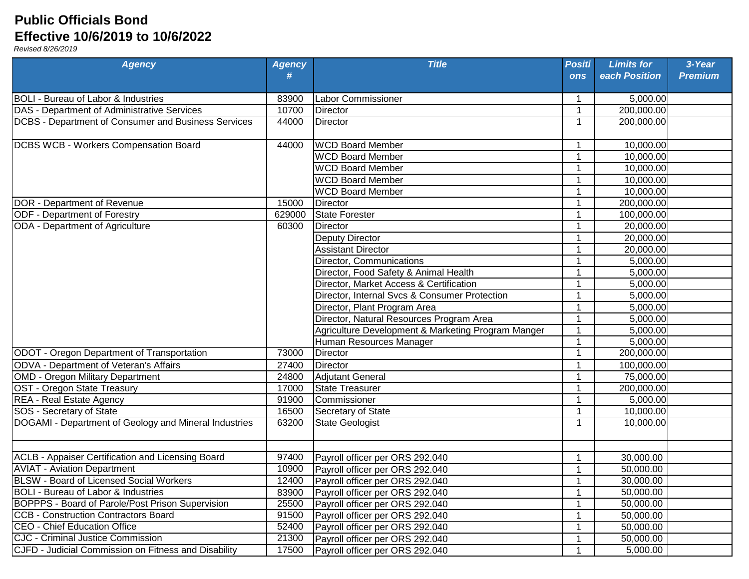# Public Officials Bond
# Effective 10/6/2019 to 10/6/2022

*Revised 8/26/2019*

| Agency | Agency # | Title | Positions | Limits for each Position | 3-Year Premium |
|---|---|---|---|---|---|
| BOLI - Bureau of Labor & Industries | 83900 | Labor Commissioner | 1 | 5,000.00 | |
| DAS - Department of Administrative Services | 10700 | Director | 1 | 200,000.00 | |
| DCBS - Department of Consumer and Business Services | 44000 | Director | 1 | 200,000.00 | |
| DCBS WCB - Workers Compensation Board | 44000 | WCD Board Member | 1 | 10,000.00 | |
| | | WCD Board Member | 1 | 10,000.00 | |
| | | WCD Board Member | 1 | 10,000.00 | |
| | | WCD Board Member | 1 | 10,000.00 | |
| | | WCD Board Member | 1 | 10,000.00 | |
| DOR - Department of Revenue | 15000 | Director | 1 | 200,000.00 | |
| ODF - Department of Forestry | 629000 | State Forester | 1 | 100,000.00 | |
| ODA - Department of Agriculture | 60300 | Director | 1 | 20,000.00 | |
| | | Deputy Director | 1 | 20,000.00 | |
| | | Assistant Director | 1 | 20,000.00 | |
| | | Director, Communications | 1 | 5,000.00 | |
| | | Director, Food Safety & Animal Health | 1 | 5,000.00 | |
| | | Director, Market Access & Certification | 1 | 5,000.00 | |
| | | Director, Internal Svcs & Consumer Protection | 1 | 5,000.00 | |
| | | Director, Plant Program Area | 1 | 5,000.00 | |
| | | Director, Natural Resources Program Area | 1 | 5,000.00 | |
| | | Agriculture Development & Marketing Program Manger | 1 | 5,000.00 | |
| | | Human Resources Manager | 1 | 5,000.00 | |
| ODOT - Oregon Department of Transportation | 73000 | Director | 1 | 200,000.00 | |
| ODVA - Department of Veteran's Affairs | 27400 | Director | 1 | 100,000.00 | |
| OMD - Oregon Military Department | 24800 | Adjutant General | 1 | 75,000.00 | |
| OST - Oregon State Treasury | 17000 | State Treasurer | 1 | 200,000.00 | |
| REA - Real Estate Agency | 91900 | Commissioner | 1 | 5,000.00 | |
| SOS - Secretary of State | 16500 | Secretary of State | 1 | 10,000.00 | |
| DOGAMI - Department of Geology and Mineral Industries | 63200 | State Geologist | 1 | 10,000.00 | |
| | | | | | |
| ACLB - Appaiser Certification and Licensing Board | 97400 | Payroll officer per ORS 292.040 | 1 | 30,000.00 | |
| AVIAT - Aviation Department | 10900 | Payroll officer per ORS 292.040 | 1 | 50,000.00 | |
| BLSW - Board of Licensed Social Workers | 12400 | Payroll officer per ORS 292.040 | 1 | 30,000.00 | |
| BOLI - Bureau of Labor & Industries | 83900 | Payroll officer per ORS 292.040 | 1 | 50,000.00 | |
| BOPPPS - Board of Parole/Post Prison Supervision | 25500 | Payroll officer per ORS 292.040 | 1 | 50,000.00 | |
| CCB - Construction Contractors Board | 91500 | Payroll officer per ORS 292.040 | 1 | 50,000.00 | |
| CEO - Chief Education Office | 52400 | Payroll officer per ORS 292.040 | 1 | 50,000.00 | |
| CJC - Criminal Justice Commission | 21300 | Payroll officer per ORS 292.040 | 1 | 50,000.00 | |
| CJFD - Judicial Commission on Fitness and Disability | 17500 | Payroll officer per ORS 292.040 | 1 | 5,000.00 | |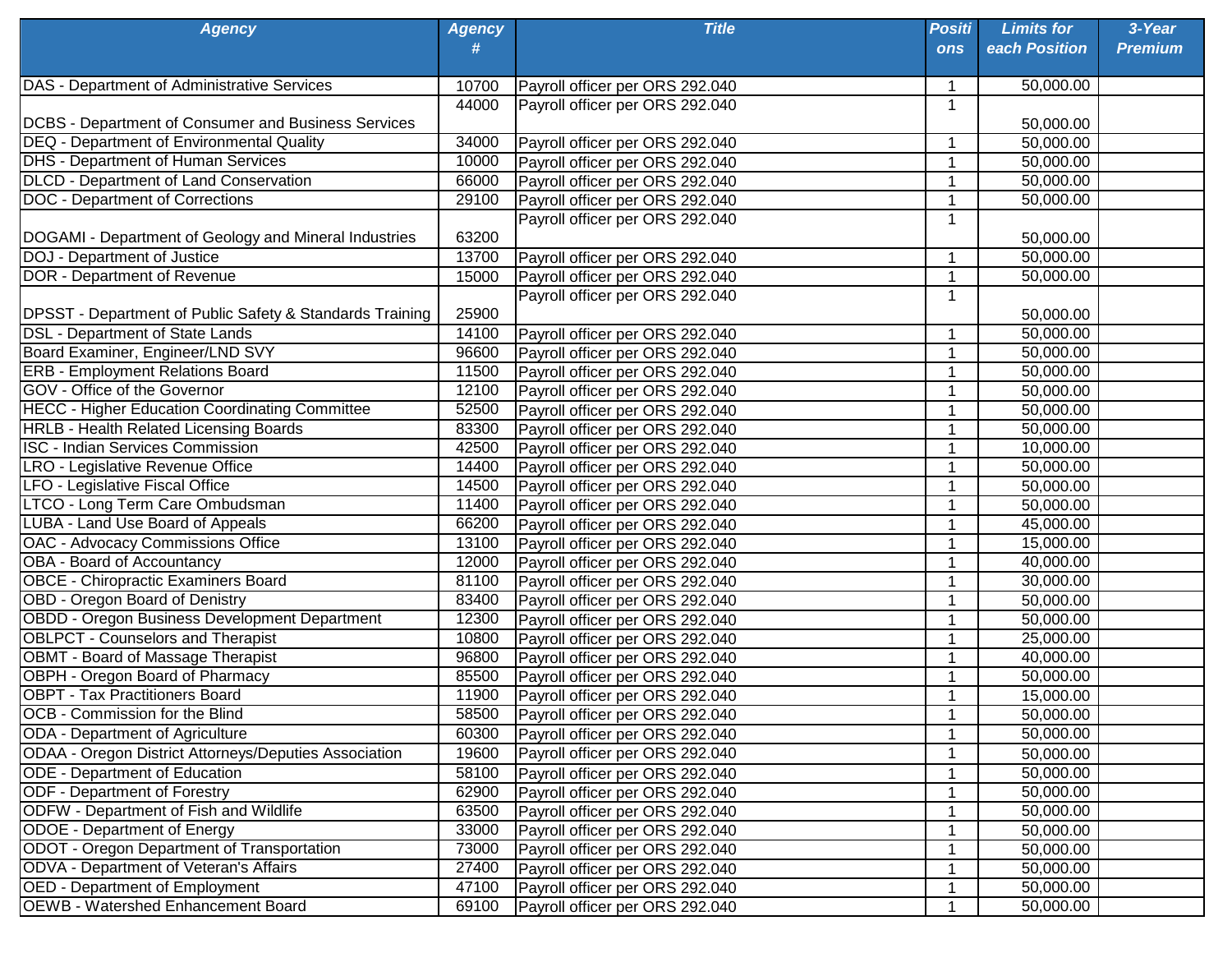| Agency | Agency # | Title | Positions | Limits for each Position | 3-Year Premium |
|---|---|---|---|---|---|
| DAS - Department of Administrative Services | 10700 | Payroll officer per ORS 292.040 | 1 | 50,000.00 | |
| DCBS - Department of Consumer and Business Services | 44000 | Payroll officer per ORS 292.040 | 1 | 50,000.00 | |
| DEQ - Department of Environmental Quality | 34000 | Payroll officer per ORS 292.040 | 1 | 50,000.00 | |
| DHS - Department of Human Services | 10000 | Payroll officer per ORS 292.040 | 1 | 50,000.00 | |
| DLCD - Department of Land Conservation | 66000 | Payroll officer per ORS 292.040 | 1 | 50,000.00 | |
| DOC - Department of Corrections | 29100 | Payroll officer per ORS 292.040 | 1 | 50,000.00 | |
| DOGAMI - Department of Geology and Mineral Industries | 63200 | Payroll officer per ORS 292.040 | 1 | 50,000.00 | |
| DOJ - Department of Justice | 13700 | Payroll officer per ORS 292.040 | 1 | 50,000.00 | |
| DOR - Department of Revenue | 15000 | Payroll officer per ORS 292.040 | 1 | 50,000.00 | |
| DPSST - Department of Public Safety & Standards Training | 25900 | Payroll officer per ORS 292.040 | 1 | 50,000.00 | |
| DSL - Department of State Lands | 14100 | Payroll officer per ORS 292.040 | 1 | 50,000.00 | |
| Board Examiner, Engineer/LND SVY | 96600 | Payroll officer per ORS 292.040 | 1 | 50,000.00 | |
| ERB - Employment Relations Board | 11500 | Payroll officer per ORS 292.040 | 1 | 50,000.00 | |
| GOV - Office of the Governor | 12100 | Payroll officer per ORS 292.040 | 1 | 50,000.00 | |
| HECC - Higher Education Coordinating Committee | 52500 | Payroll officer per ORS 292.040 | 1 | 50,000.00 | |
| HRLB - Health Related Licensing Boards | 83300 | Payroll officer per ORS 292.040 | 1 | 50,000.00 | |
| ISC - Indian Services Commission | 42500 | Payroll officer per ORS 292.040 | 1 | 10,000.00 | |
| LRO - Legislative Revenue Office | 14400 | Payroll officer per ORS 292.040 | 1 | 50,000.00 | |
| LFO - Legislative Fiscal Office | 14500 | Payroll officer per ORS 292.040 | 1 | 50,000.00 | |
| LTCO - Long Term Care Ombudsman | 11400 | Payroll officer per ORS 292.040 | 1 | 50,000.00 | |
| LUBA - Land Use Board of Appeals | 66200 | Payroll officer per ORS 292.040 | 1 | 45,000.00 | |
| OAC - Advocacy Commissions Office | 13100 | Payroll officer per ORS 292.040 | 1 | 15,000.00 | |
| OBA - Board of Accountancy | 12000 | Payroll officer per ORS 292.040 | 1 | 40,000.00 | |
| OBCE - Chiropractic Examiners Board | 81100 | Payroll officer per ORS 292.040 | 1 | 30,000.00 | |
| OBD - Oregon Board of Denistry | 83400 | Payroll officer per ORS 292.040 | 1 | 50,000.00 | |
| OBDD - Oregon Business Development Department | 12300 | Payroll officer per ORS 292.040 | 1 | 50,000.00 | |
| OBLPCT - Counselors and Therapist | 10800 | Payroll officer per ORS 292.040 | 1 | 25,000.00 | |
| OBMT - Board of Massage Therapist | 96800 | Payroll officer per ORS 292.040 | 1 | 40,000.00 | |
| OBPH - Oregon Board of Pharmacy | 85500 | Payroll officer per ORS 292.040 | 1 | 50,000.00 | |
| OBPT - Tax Practitioners Board | 11900 | Payroll officer per ORS 292.040 | 1 | 15,000.00 | |
| OCB - Commission for the Blind | 58500 | Payroll officer per ORS 292.040 | 1 | 50,000.00 | |
| ODA - Department of Agriculture | 60300 | Payroll officer per ORS 292.040 | 1 | 50,000.00 | |
| ODAA - Oregon District Attorneys/Deputies Association | 19600 | Payroll officer per ORS 292.040 | 1 | 50,000.00 | |
| ODE - Department of Education | 58100 | Payroll officer per ORS 292.040 | 1 | 50,000.00 | |
| ODF - Department of Forestry | 62900 | Payroll officer per ORS 292.040 | 1 | 50,000.00 | |
| ODFW - Department of Fish and Wildlife | 63500 | Payroll officer per ORS 292.040 | 1 | 50,000.00 | |
| ODOE - Department of Energy | 33000 | Payroll officer per ORS 292.040 | 1 | 50,000.00 | |
| ODOT - Oregon Department of Transportation | 73000 | Payroll officer per ORS 292.040 | 1 | 50,000.00 | |
| ODVA - Department of Veteran's Affairs | 27400 | Payroll officer per ORS 292.040 | 1 | 50,000.00 | |
| OED - Department of Employment | 47100 | Payroll officer per ORS 292.040 | 1 | 50,000.00 | |
| OEWB - Watershed Enhancement Board | 69100 | Payroll officer per ORS 292.040 | 1 | 50,000.00 | |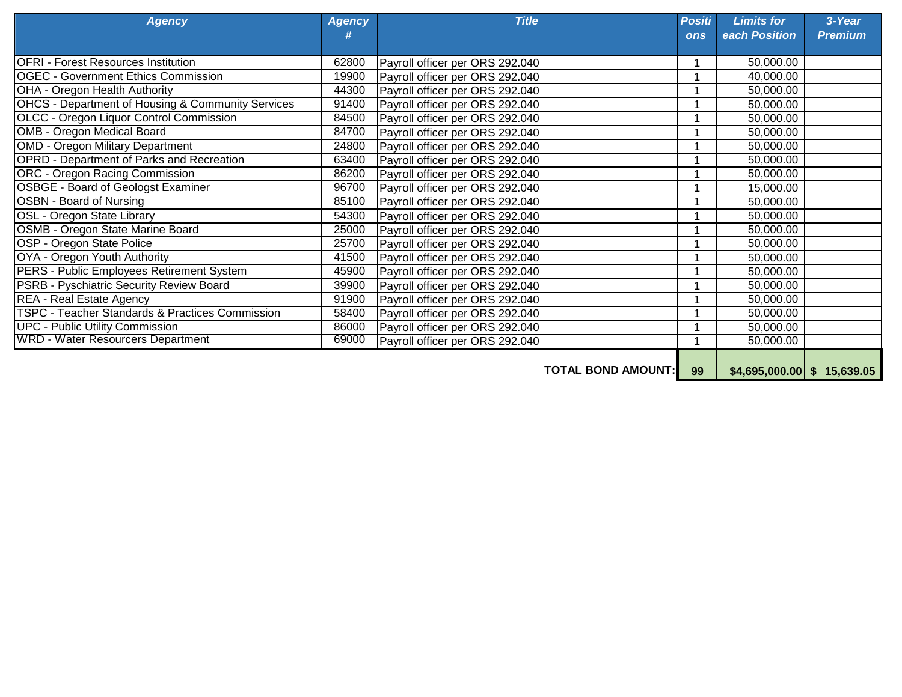| Agency | Agency # | Title | Positions | Limits for each Position | 3-Year Premium |
|---|---|---|---|---|---|
| OFRI - Forest Resources Institution | 62800 | Payroll officer per ORS 292.040 | 1 | 50,000.00 | |
| OGEC - Government Ethics Commission | 19900 | Payroll officer per ORS 292.040 | 1 | 40,000.00 | |
| OHA - Oregon Health Authority | 44300 | Payroll officer per ORS 292.040 | 1 | 50,000.00 | |
| OHCS - Department of Housing & Community Services | 91400 | Payroll officer per ORS 292.040 | 1 | 50,000.00 | |
| OLCC - Oregon Liquor Control Commission | 84500 | Payroll officer per ORS 292.040 | 1 | 50,000.00 | |
| OMB - Oregon Medical Board | 84700 | Payroll officer per ORS 292.040 | 1 | 50,000.00 | |
| OMD - Oregon Military Department | 24800 | Payroll officer per ORS 292.040 | 1 | 50,000.00 | |
| OPRD - Department of Parks and Recreation | 63400 | Payroll officer per ORS 292.040 | 1 | 50,000.00 | |
| ORC - Oregon Racing Commission | 86200 | Payroll officer per ORS 292.040 | 1 | 50,000.00 | |
| OSBGE - Board of Geologst Examiner | 96700 | Payroll officer per ORS 292.040 | 1 | 15,000.00 | |
| OSBN - Board of Nursing | 85100 | Payroll officer per ORS 292.040 | 1 | 50,000.00 | |
| OSL - Oregon State Library | 54300 | Payroll officer per ORS 292.040 | 1 | 50,000.00 | |
| OSMB - Oregon State Marine Board | 25000 | Payroll officer per ORS 292.040 | 1 | 50,000.00 | |
| OSP - Oregon State Police | 25700 | Payroll officer per ORS 292.040 | 1 | 50,000.00 | |
| OYA - Oregon Youth Authority | 41500 | Payroll officer per ORS 292.040 | 1 | 50,000.00 | |
| PERS - Public Employees Retirement System | 45900 | Payroll officer per ORS 292.040 | 1 | 50,000.00 | |
| PSRB - Pyschiatric Security Review Board | 39900 | Payroll officer per ORS 292.040 | 1 | 50,000.00 | |
| REA - Real Estate Agency | 91900 | Payroll officer per ORS 292.040 | 1 | 50,000.00 | |
| TSPC - Teacher Standards & Practices Commission | 58400 | Payroll officer per ORS 292.040 | 1 | 50,000.00 | |
| UPC - Public Utility Commission | 86000 | Payroll officer per ORS 292.040 | 1 | 50,000.00 | |
| WRD - Water Resourcers Department | 69000 | Payroll officer per ORS 292.040 | 1 | 50,000.00 | |
| | | **TOTAL BOND AMOUNT:** | **99** | **$4,695,000.00** | **$ 15,639.05** |